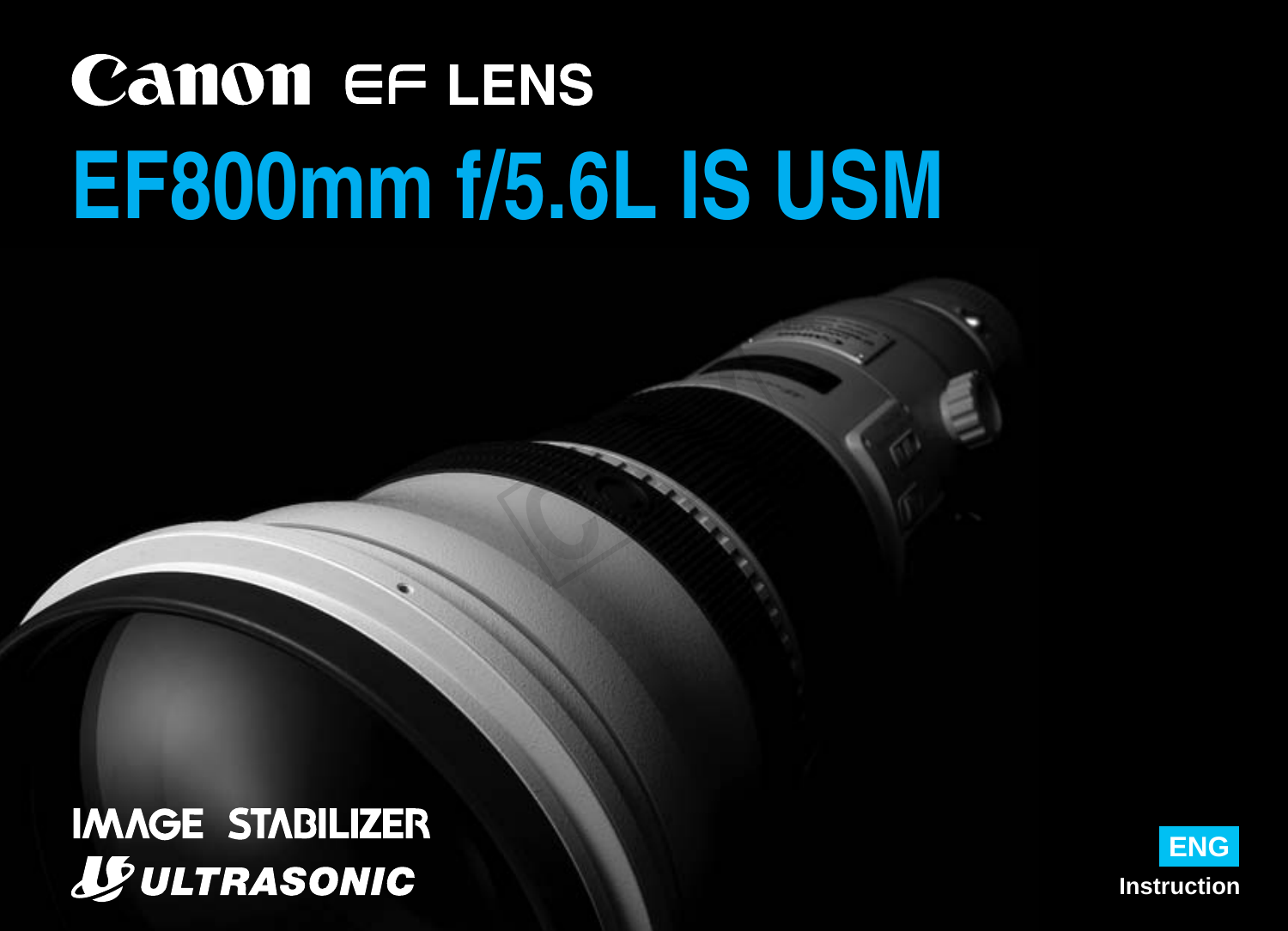# Canon EF LENS

# EF800mm f/5.6L IS USM

IMAGE STABILIZER

ULTRASONIC

ENG

Instruction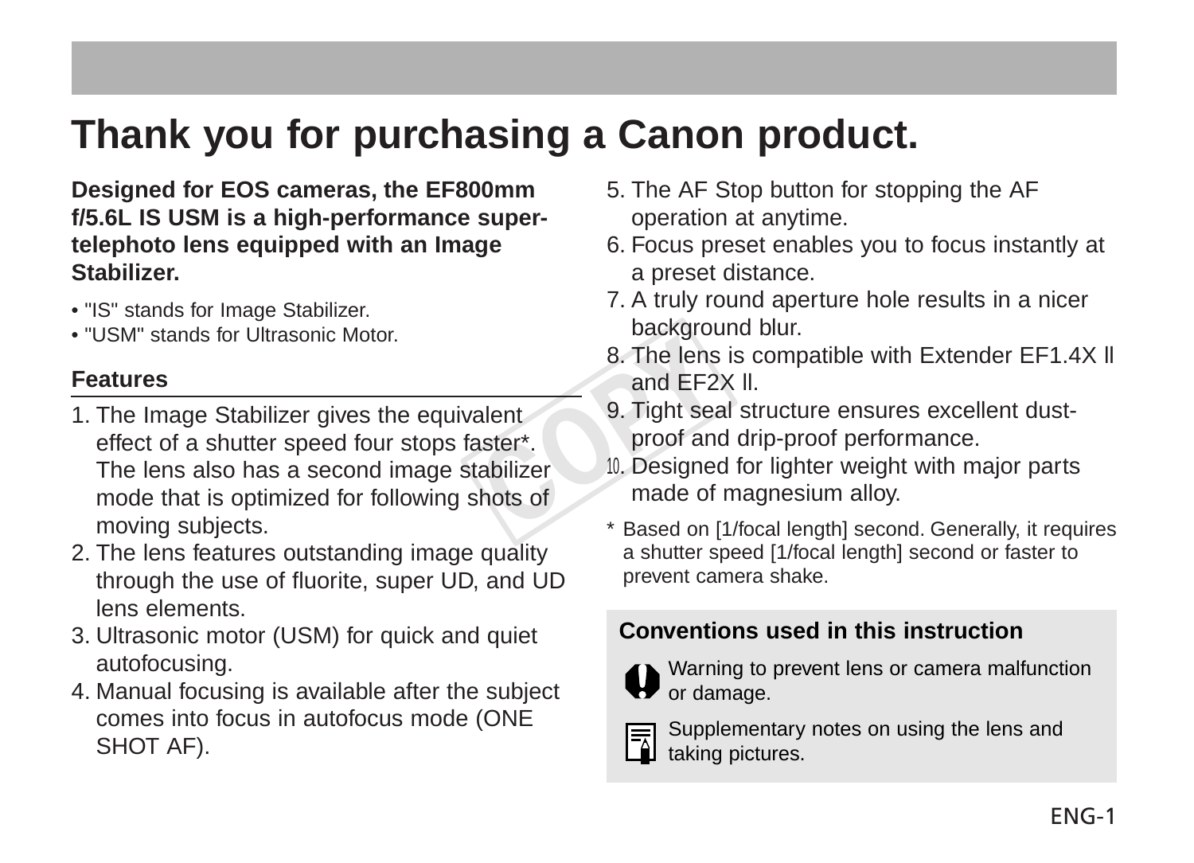# Thank you for purchasing a Canon product.

**Designed for EOS cameras, the EF800mm f/5.6L IS USM is a high-performance super-telephoto lens equipped with an Image Stabilizer.**

- "IS" stands for Image Stabilizer.
- "USM" stands for Ultrasonic Motor.

## Features

1. The Image Stabilizer gives the equivalent effect of a shutter speed four stops faster*. The lens also has a second image stabilizer mode that is optimized for following shots of moving subjects.
2. The lens features outstanding image quality through the use of fluorite, super UD, and UD lens elements.
3. Ultrasonic motor (USM) for quick and quiet autofocusing.
4. Manual focusing is available after the subject comes into focus in autofocus mode (ONE SHOT AF).
5. The AF Stop button for stopping the AF operation at anytime.
6. Focus preset enables you to focus instantly at a preset distance.
7. A truly round aperture hole results in a nicer background blur.
8. The lens is compatible with Extender EF1.4X II and EF2X II.
9. Tight seal structure ensures excellent dust-proof and drip-proof performance.
10. Designed for lighter weight with major parts made of magnesium alloy.

\* Based on [1/focal length] second. Generally, it requires a shutter speed [1/focal length] second or faster to prevent camera shake.

### Conventions used in this instruction

Warning to prevent lens or camera malfunction or damage.

Supplementary notes on using the lens and taking pictures.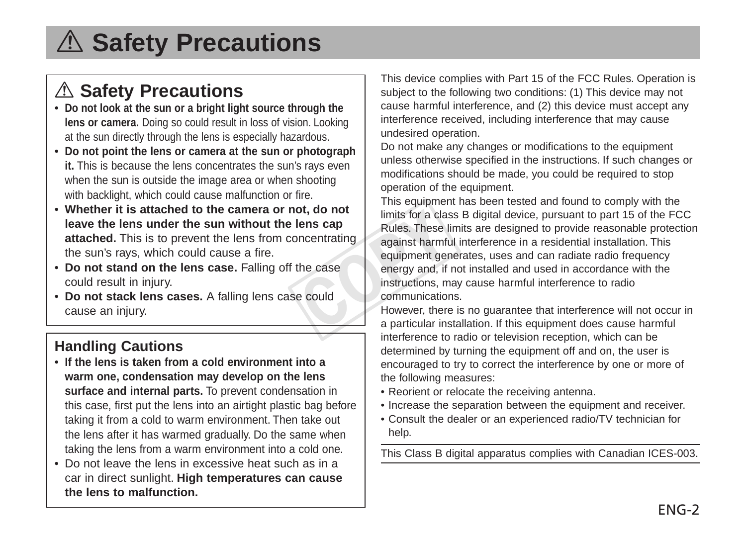# ⚠ Safety Precautions

## ⚠ Safety Precautions

- **Do not look at the sun or a bright light source through the lens or camera.** Doing so could result in loss of vision. Looking at the sun directly through the lens is especially hazardous.
- **Do not point the lens or camera at the sun or photograph it.** This is because the lens concentrates the sun's rays even when the sun is outside the image area or when shooting with backlight, which could cause malfunction or fire.
- **Whether it is attached to the camera or not, do not leave the lens under the sun without the lens cap attached.** This is to prevent the lens from concentrating the sun's rays, which could cause a fire.
- **Do not stand on the lens case.** Falling off the case could result in injury.
- **Do not stack lens cases.** A falling lens case could cause an injury.

## Handling Cautions

- **If the lens is taken from a cold environment into a warm one, condensation may develop on the lens surface and internal parts.** To prevent condensation in this case, first put the lens into an airtight plastic bag before taking it from a cold to warm environment. Then take out the lens after it has warmed gradually. Do the same when taking the lens from a warm environment into a cold one.
- Do not leave the lens in excessive heat such as in a car in direct sunlight. **High temperatures can cause the lens to malfunction.**

This device complies with Part 15 of the FCC Rules. Operation is subject to the following two conditions: (1) This device may not cause harmful interference, and (2) this device must accept any interference received, including interference that may cause undesired operation.

Do not make any changes or modifications to the equipment unless otherwise specified in the instructions. If such changes or modifications should be made, you could be required to stop operation of the equipment.

This equipment has been tested and found to comply with the limits for a class B digital device, pursuant to part 15 of the FCC Rules. These limits are designed to provide reasonable protection against harmful interference in a residential installation. This equipment generates, uses and can radiate radio frequency energy and, if not installed and used in accordance with the instructions, may cause harmful interference to radio communications.

However, there is no guarantee that interference will not occur in a particular installation. If this equipment does cause harmful interference to radio or television reception, which can be determined by turning the equipment off and on, the user is encouraged to try to correct the interference by one or more of the following measures:

- Reorient or relocate the receiving antenna.
- Increase the separation between the equipment and receiver.
- Consult the dealer or an experienced radio/TV technician for help.

This Class B digital apparatus complies with Canadian ICES-003.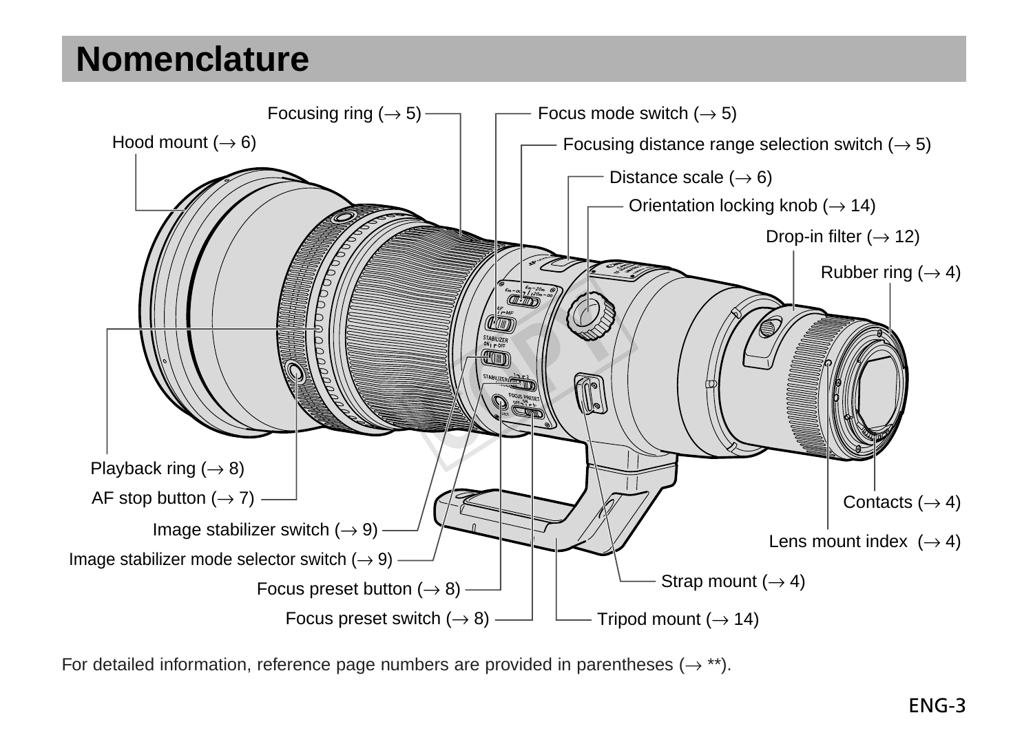# Nomenclature

Focusing ring (→ 5)

Focus mode switch (→ 5)

Hood mount (→ 6)

Focusing distance range selection switch (→ 5)

Distance scale (→ 6)

Orientation locking knob (→ 14)

Drop-in filter (→ 12)

Rubber ring (→ 4)

Playback ring (→ 8)

AF stop button (→ 7)

Contacts (→ 4)

Image stabilizer switch (→ 9)

Lens mount index (→ 4)

Image stabilizer mode selector switch (→ 9)

Strap mount (→ 4)

Focus preset button (→ 8)

Focus preset switch (→ 8)

Tripod mount (→ 14)

For detailed information, reference page numbers are provided in parentheses (→ **).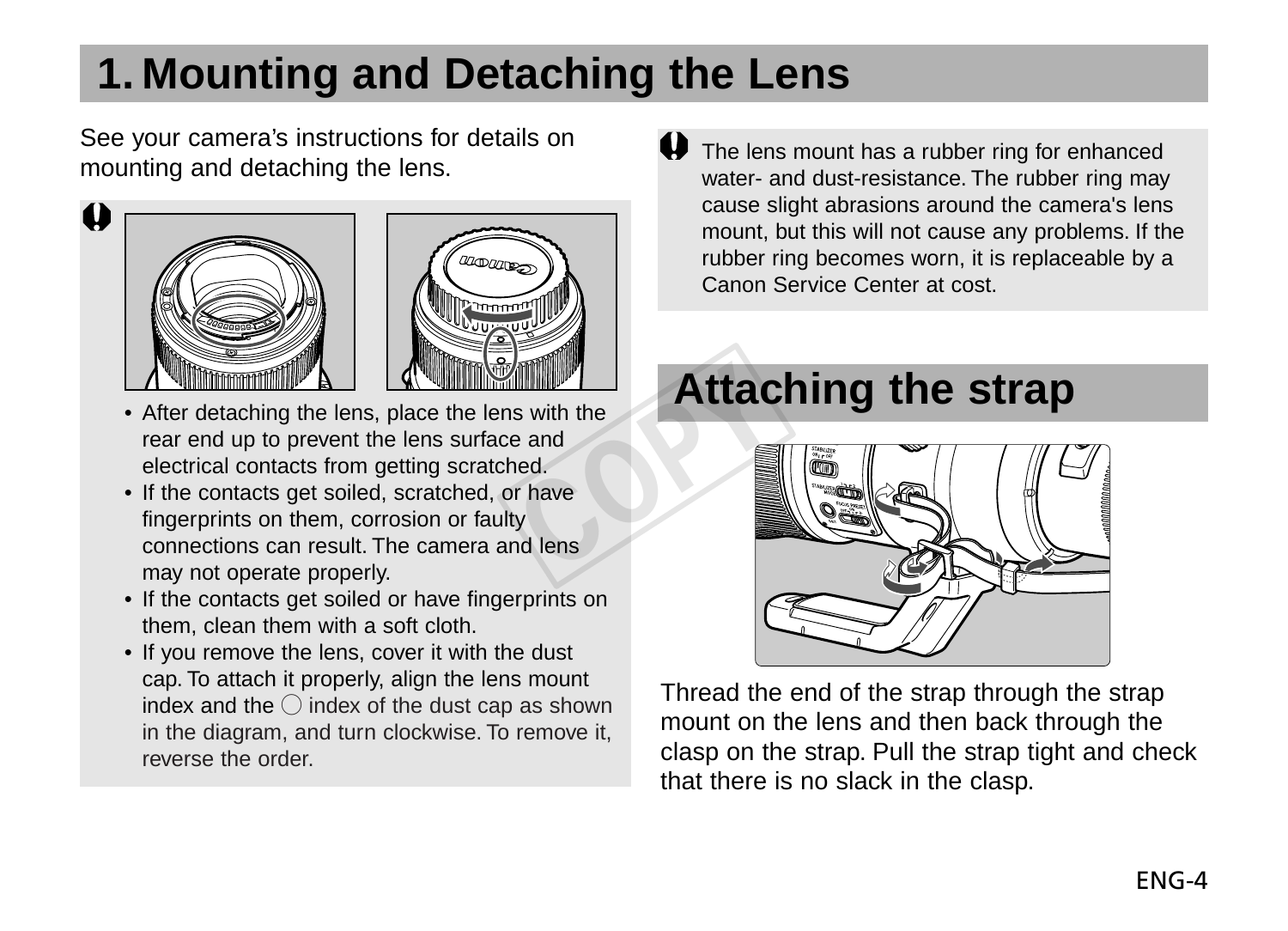# 1. Mounting and Detaching the Lens

See your camera's instructions for details on mounting and detaching the lens.

- After detaching the lens, place the lens with the rear end up to prevent the lens surface and electrical contacts from getting scratched.
- If the contacts get soiled, scratched, or have fingerprints on them, corrosion or faulty connections can result. The camera and lens may not operate properly.
- If the contacts get soiled or have fingerprints on them, clean them with a soft cloth.
- If you remove the lens, cover it with the dust cap. To attach it properly, align the lens mount index and the ○ index of the dust cap as shown in the diagram, and turn clockwise. To remove it, reverse the order.

The lens mount has a rubber ring for enhanced water- and dust-resistance. The rubber ring may cause slight abrasions around the camera's lens mount, but this will not cause any problems. If the rubber ring becomes worn, it is replaceable by a Canon Service Center at cost.

## Attaching the strap

Thread the end of the strap through the strap mount on the lens and then back through the clasp on the strap. Pull the strap tight and check that there is no slack in the clasp.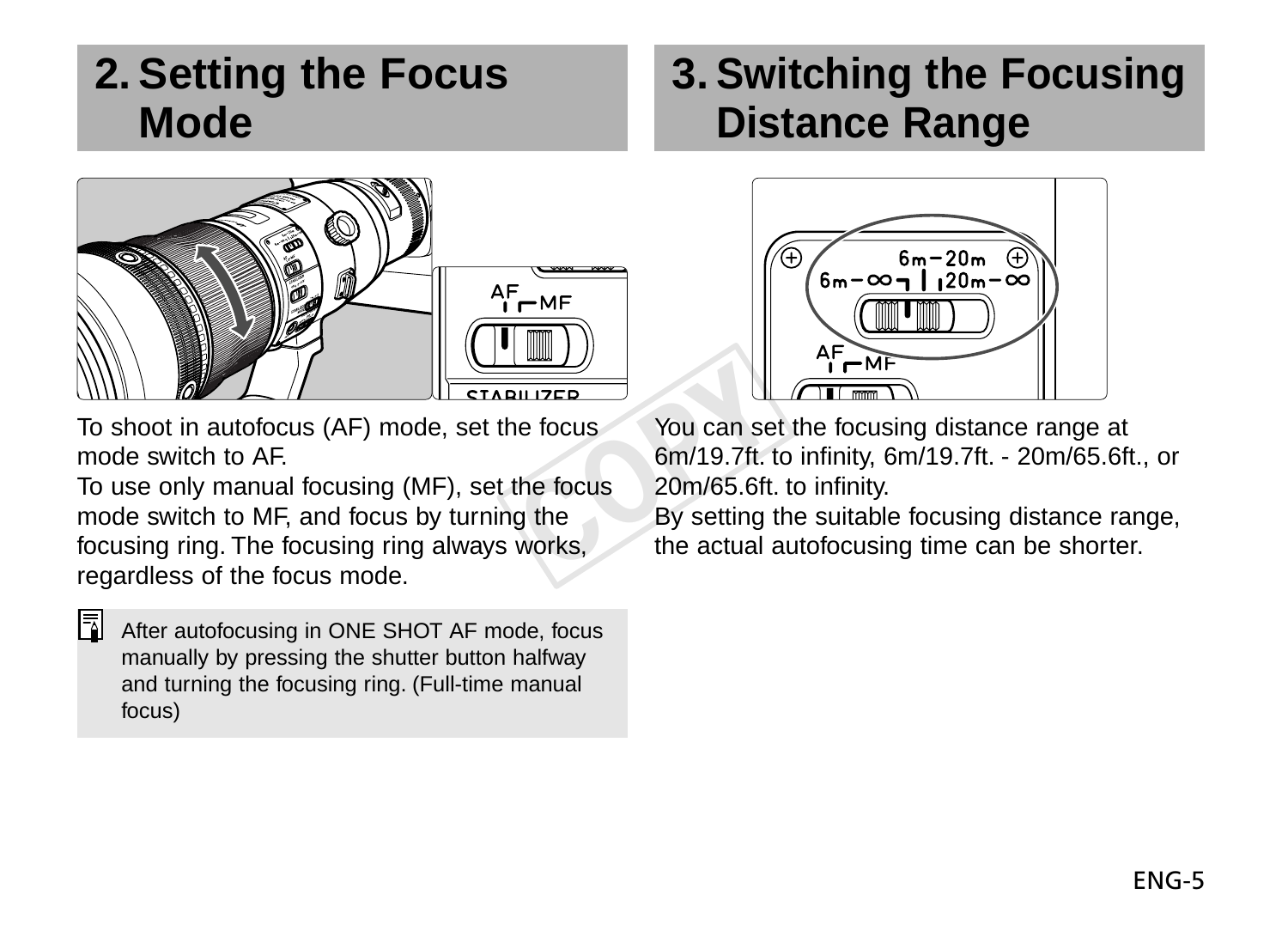## 2. Setting the Focus Mode

To shoot in autofocus (AF) mode, set the focus mode switch to AF.
To use only manual focusing (MF), set the focus mode switch to MF, and focus by turning the focusing ring. The focusing ring always works, regardless of the focus mode.

After autofocusing in ONE SHOT AF mode, focus manually by pressing the shutter button halfway and turning the focusing ring. (Full-time manual focus)

## 3. Switching the Focusing Distance Range

You can set the focusing distance range at 6m/19.7ft. to infinity, 6m/19.7ft. - 20m/65.6ft., or 20m/65.6ft. to infinity.
By setting the suitable focusing distance range, the actual autofocusing time can be shorter.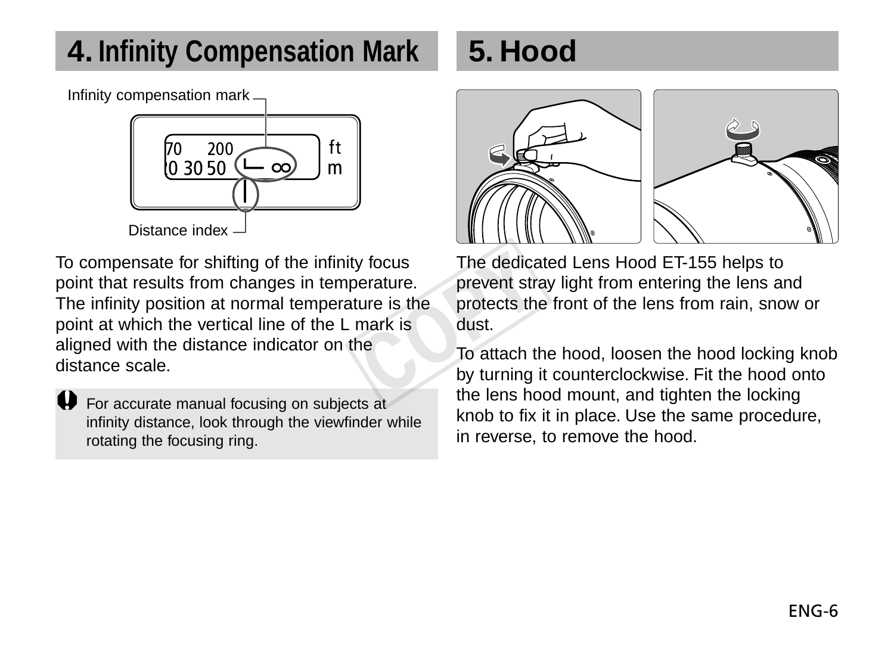## 4. Infinity Compensation Mark

Infinity compensation mark

Distance index

To compensate for shifting of the infinity focus point that results from changes in temperature. The infinity position at normal temperature is the point at which the vertical line of the L mark is aligned with the distance indicator on the distance scale.

> For accurate manual focusing on subjects at infinity distance, look through the viewfinder while rotating the focusing ring.

## 5. Hood

The dedicated Lens Hood ET-155 helps to prevent stray light from entering the lens and protects the front of the lens from rain, snow or dust.

To attach the hood, loosen the hood locking knob by turning it counterclockwise. Fit the hood onto the lens hood mount, and tighten the locking knob to fix it in place. Use the same procedure, in reverse, to remove the hood.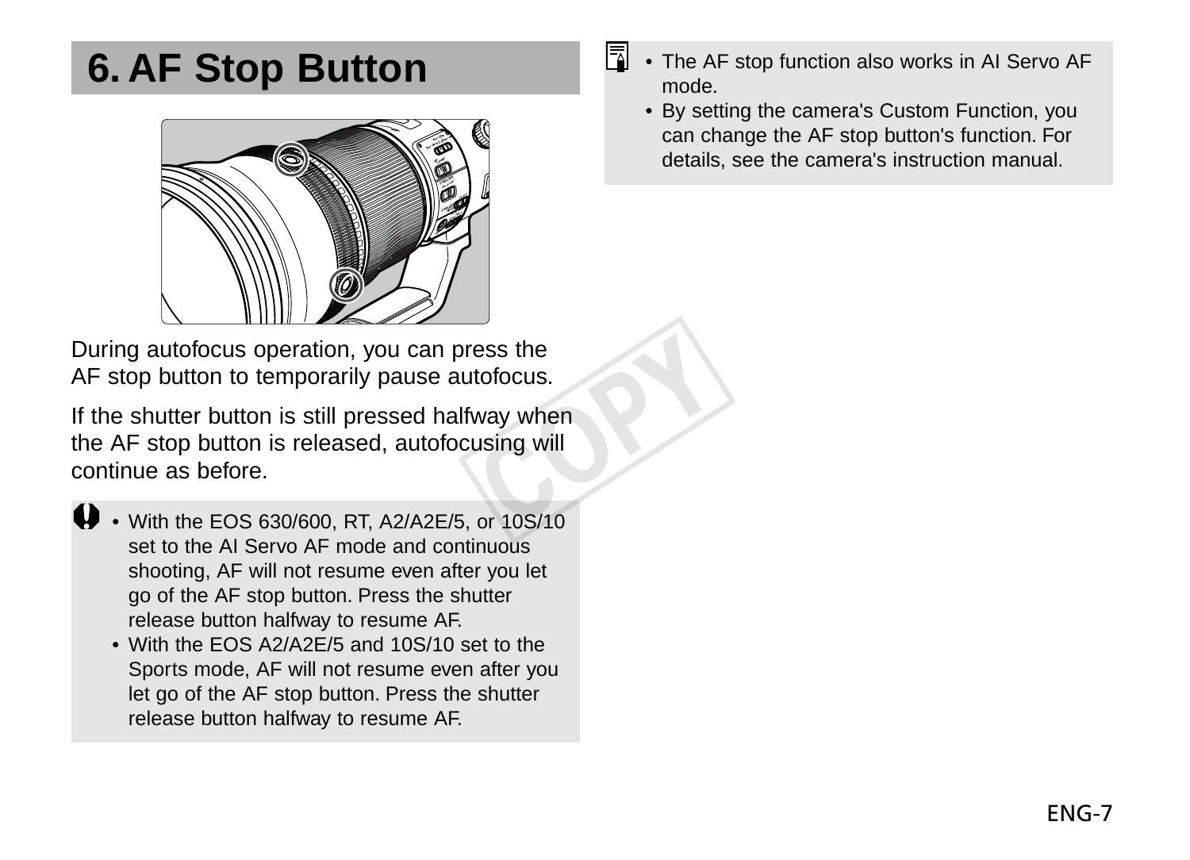# 6. AF Stop Button

During autofocus operation, you can press the AF stop button to temporarily pause autofocus.

If the shutter button is still pressed halfway when the AF stop button is released, autofocusing will continue as before.

- With the EOS 630/600, RT, A2/A2E/5, or 10S/10 set to the AI Servo AF mode and continuous shooting, AF will not resume even after you let go of the AF stop button. Press the shutter release button halfway to resume AF.
- With the EOS A2/A2E/5 and 10S/10 set to the Sports mode, AF will not resume even after you let go of the AF stop button. Press the shutter release button halfway to resume AF.

- The AF stop function also works in AI Servo AF mode.
- By setting the camera's Custom Function, you can change the AF stop button's function. For details, see the camera's instruction manual.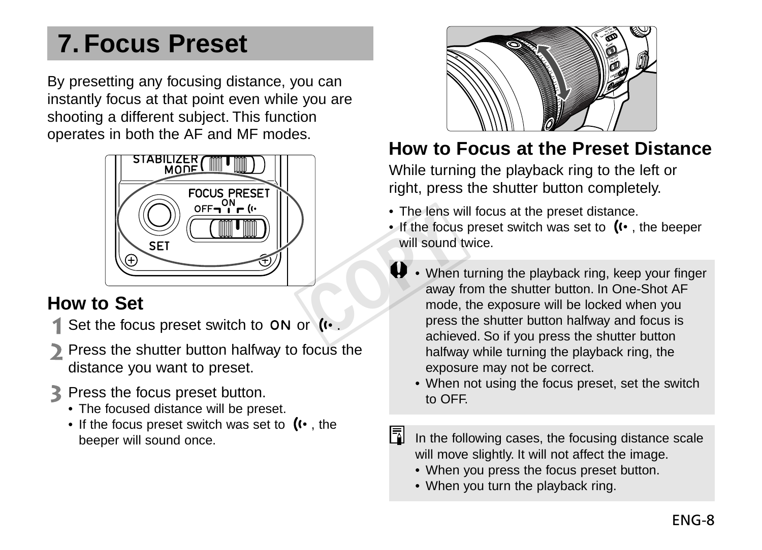# 7. Focus Preset

By presetting any focusing distance, you can instantly focus at that point even while you are shooting a different subject. This function operates in both the AF and MF modes.

## How to Set

1. Set the focus preset switch to ON or ((•.
2. Press the shutter button halfway to focus the distance you want to preset.
3. Press the focus preset button.
   - The focused distance will be preset.
   - If the focus preset switch was set to ((•, the beeper will sound once.

## How to Focus at the Preset Distance

While turning the playback ring to the left or right, press the shutter button completely.

- The lens will focus at the preset distance.
- If the focus preset switch was set to ((•, the beeper will sound twice.

> - When turning the playback ring, keep your finger away from the shutter button. In One-Shot AF mode, the exposure will be locked when you press the shutter button halfway and focus is achieved. So if you press the shutter button halfway while turning the playback ring, the exposure may not be correct.
> - When not using the focus preset, set the switch to OFF.

> In the following cases, the focusing distance scale will move slightly. It will not affect the image.
> - When you press the focus preset button.
> - When you turn the playback ring.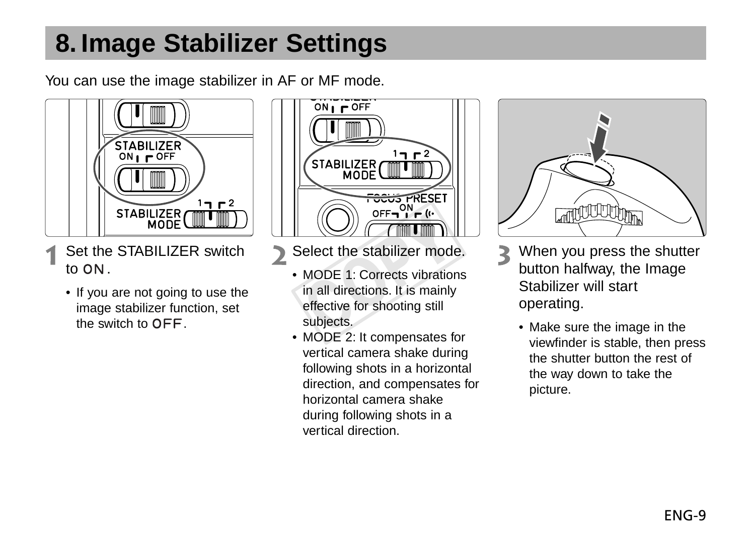# 8. Image Stabilizer Settings

You can use the image stabilizer in AF or MF mode.

**1** Set the STABILIZER switch to ON.

- If you are not going to use the image stabilizer function, set the switch to OFF.

**2** Select the stabilizer mode.

- MODE 1: Corrects vibrations in all directions. It is mainly effective for shooting still subjects.
- MODE 2: It compensates for vertical camera shake during following shots in a horizontal direction, and compensates for horizontal camera shake during following shots in a vertical direction.

**3** When you press the shutter button halfway, the Image Stabilizer will start operating.

- Make sure the image in the viewfinder is stable, then press the shutter button the rest of the way down to take the picture.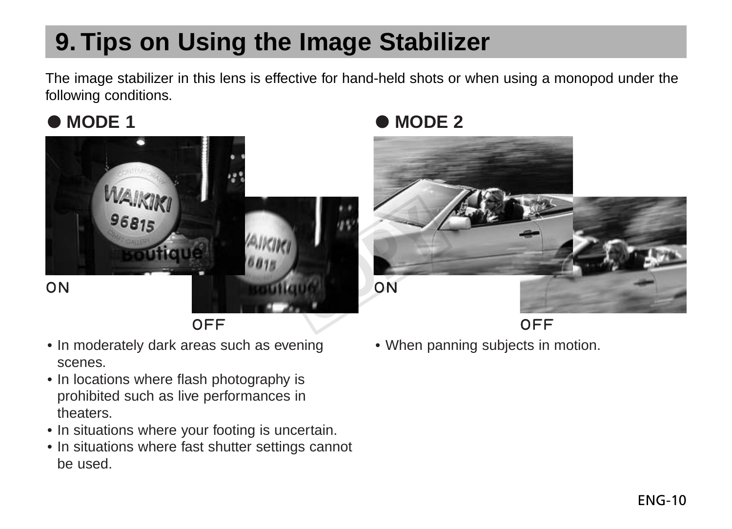# 9. Tips on Using the Image Stabilizer

The image stabilizer in this lens is effective for hand-held shots or when using a monopod under the following conditions.

## ● MODE 1

ON

OFF

- In moderately dark areas such as evening scenes.
- In locations where flash photography is prohibited such as live performances in theaters.
- In situations where your footing is uncertain.
- In situations where fast shutter settings cannot be used.

## ● MODE 2

ON

OFF

- When panning subjects in motion.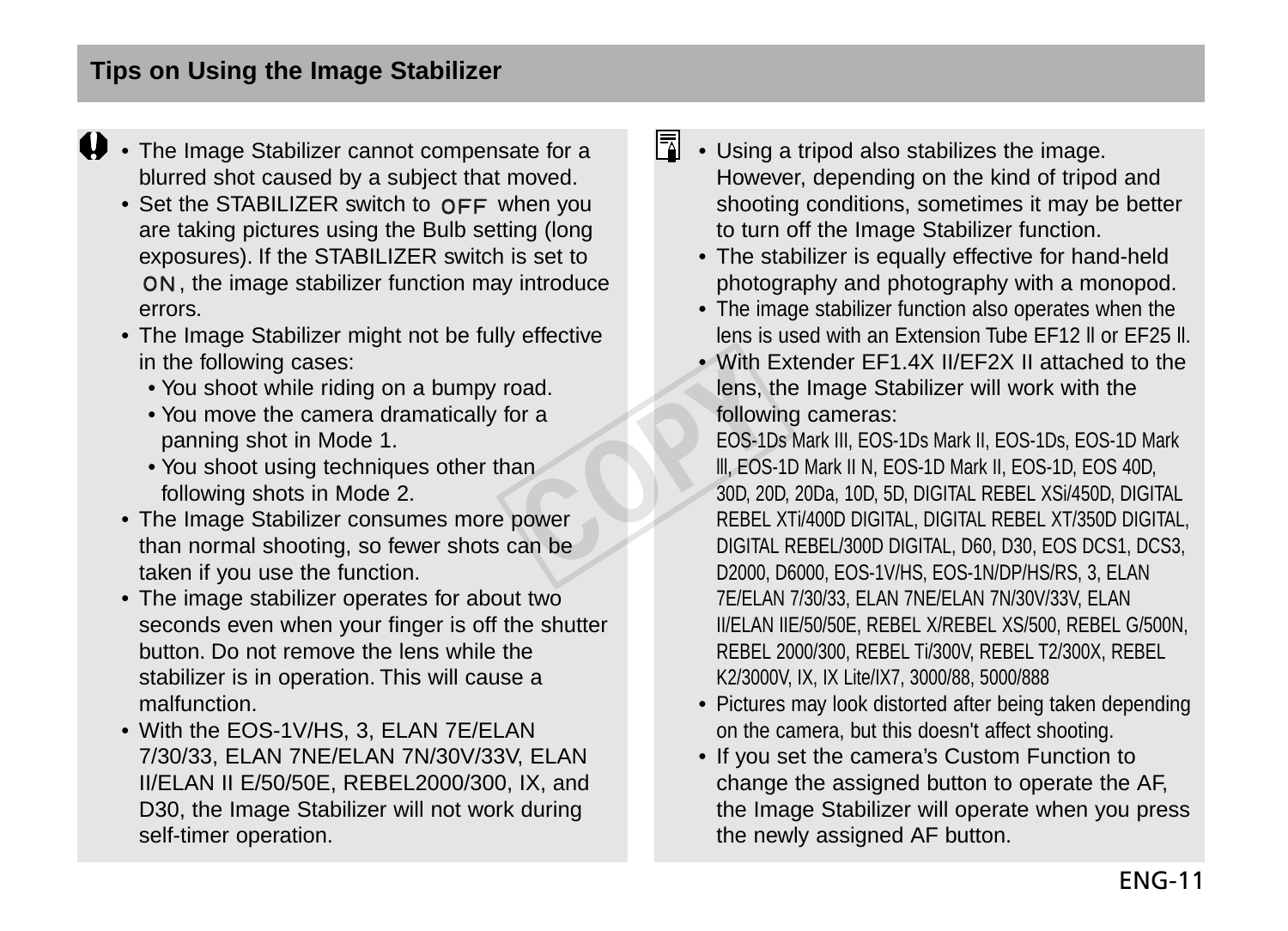## Tips on Using the Image Stabilizer

- The Image Stabilizer cannot compensate for a blurred shot caused by a subject that moved.
- Set the STABILIZER switch to OFF when you are taking pictures using the Bulb setting (long exposures). If the STABILIZER switch is set to ON, the image stabilizer function may introduce errors.
- The Image Stabilizer might not be fully effective in the following cases:
  - You shoot while riding on a bumpy road.
  - You move the camera dramatically for a panning shot in Mode 1.
  - You shoot using techniques other than following shots in Mode 2.
- The Image Stabilizer consumes more power than normal shooting, so fewer shots can be taken if you use the function.
- The image stabilizer operates for about two seconds even when your finger is off the shutter button. Do not remove the lens while the stabilizer is in operation. This will cause a malfunction.
- With the EOS-1V/HS, 3, ELAN 7E/ELAN 7/30/33, ELAN 7NE/ELAN 7N/30V/33V, ELAN II/ELAN II E/50/50E, REBEL2000/300, IX, and D30, the Image Stabilizer will not work during self-timer operation.

- Using a tripod also stabilizes the image. However, depending on the kind of tripod and shooting conditions, sometimes it may be better to turn off the Image Stabilizer function.
- The stabilizer is equally effective for hand-held photography and photography with a monopod.
- The image stabilizer function also operates when the lens is used with an Extension Tube EF12 II or EF25 II.
- With Extender EF1.4X II/EF2X II attached to the lens, the Image Stabilizer will work with the following cameras:
  EOS-1Ds Mark III, EOS-1Ds Mark II, EOS-1Ds, EOS-1D Mark III, EOS-1D Mark II N, EOS-1D Mark II, EOS-1D, EOS 40D, 30D, 20D, 20Da, 10D, 5D, DIGITAL REBEL XSi/450D, DIGITAL REBEL XTi/400D DIGITAL, DIGITAL REBEL XT/350D DIGITAL, DIGITAL REBEL/300D DIGITAL, D60, D30, EOS DCS1, DCS3, D2000, D6000, EOS-1V/HS, EOS-1N/DP/HS/RS, 3, ELAN 7E/ELAN 7/30/33, ELAN 7NE/ELAN 7N/30V/33V, ELAN II/ELAN IIE/50/50E, REBEL X/REBEL XS/500, REBEL G/500N, REBEL 2000/300, REBEL Ti/300V, REBEL T2/300X, REBEL K2/3000V, IX, IX Lite/IX7, 3000/88, 5000/888
- Pictures may look distorted after being taken depending on the camera, but this doesn't affect shooting.
- If you set the camera's Custom Function to change the assigned button to operate the AF, the Image Stabilizer will operate when you press the newly assigned AF button.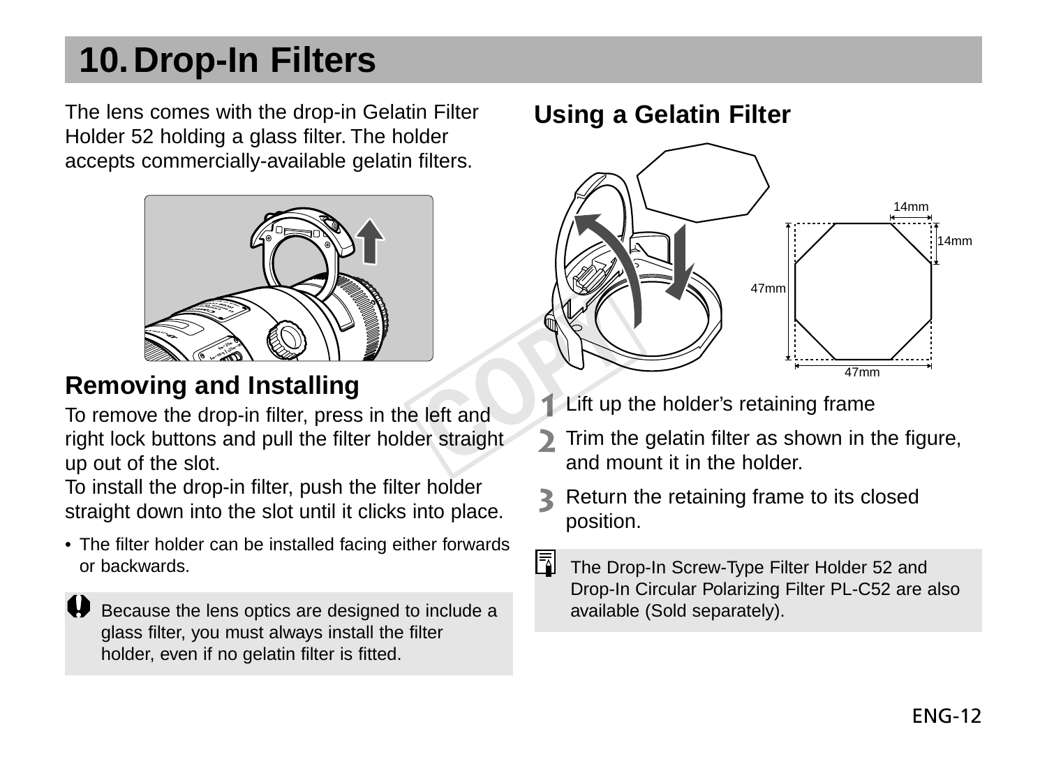# 10. Drop-In Filters

The lens comes with the drop-in Gelatin Filter Holder 52 holding a glass filter. The holder accepts commercially-available gelatin filters.

## Removing and Installing

To remove the drop-in filter, press in the left and right lock buttons and pull the filter holder straight up out of the slot.
To install the drop-in filter, push the filter holder straight down into the slot until it clicks into place.

- The filter holder can be installed facing either forwards or backwards.

Because the lens optics are designed to include a glass filter, you must always install the filter holder, even if no gelatin filter is fitted.

## Using a Gelatin Filter

14mm
14mm
47mm
47mm

1. Lift up the holder's retaining frame
2. Trim the gelatin filter as shown in the figure, and mount it in the holder.
3. Return the retaining frame to its closed position.

The Drop-In Screw-Type Filter Holder 52 and Drop-In Circular Polarizing Filter PL-C52 are also available (Sold separately).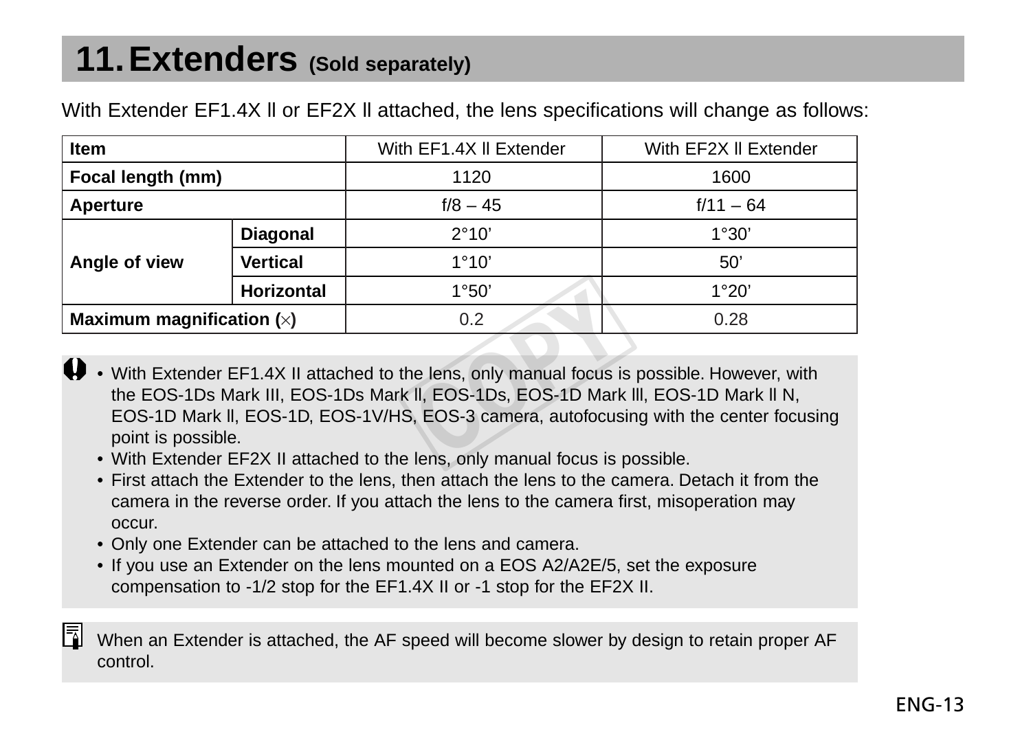## 11. Extenders (Sold separately)

With Extender EF1.4X ll or EF2X ll attached, the lens specifications will change as follows:

| Item | | With EF1.4X ll Extender | With EF2X ll Extender |
|---|---|---|---|
| **Focal length (mm)** | | 1120 | 1600 |
| **Aperture** | | f/8 – 45 | f/11 – 64 |
| **Angle of view** | **Diagonal** | 2°10’ | 1°30’ |
| | **Vertical** | 1°10’ | 50’ |
| | **Horizontal** | 1°50’ | 1°20’ |
| **Maximum magnification (×)** | | 0.2 | 0.28 |

- With Extender EF1.4X II attached to the lens, only manual focus is possible. However, with the EOS-1Ds Mark III, EOS-1Ds Mark ll, EOS-1Ds, EOS-1D Mark lll, EOS-1D Mark ll N, EOS-1D Mark ll, EOS-1D, EOS-1V/HS, EOS-3 camera, autofocusing with the center focusing point is possible.
- With Extender EF2X II attached to the lens, only manual focus is possible.
- First attach the Extender to the lens, then attach the lens to the camera. Detach it from the camera in the reverse order. If you attach the lens to the camera first, misoperation may occur.
- Only one Extender can be attached to the lens and camera.
- If you use an Extender on the lens mounted on a EOS A2/A2E/5, set the exposure compensation to -1/2 stop for the EF1.4X II or -1 stop for the EF2X II.

When an Extender is attached, the AF speed will become slower by design to retain proper AF control.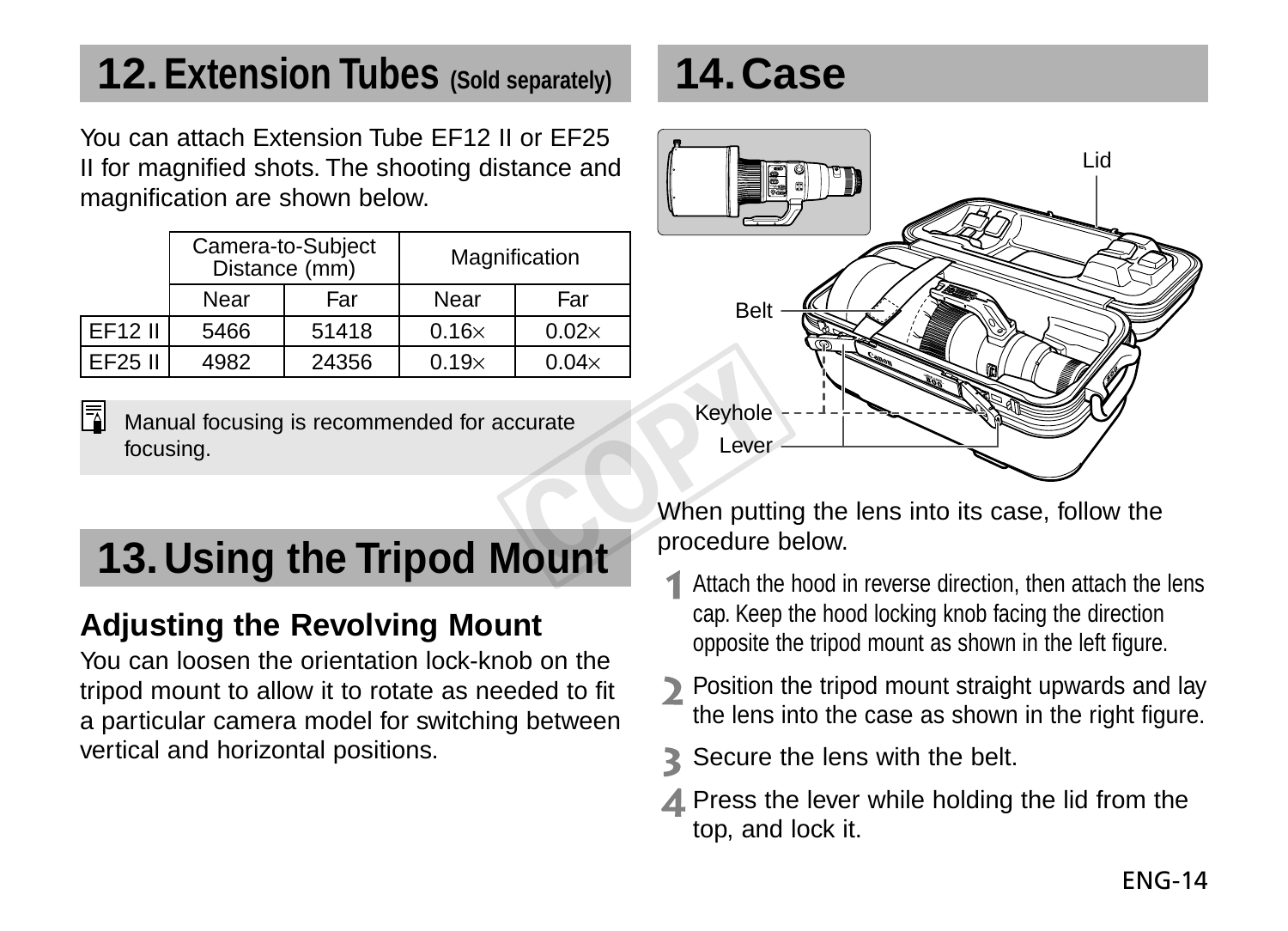## 12. Extension Tubes (Sold separately)

You can attach Extension Tube EF12 II or EF25 II for magnified shots. The shooting distance and magnification are shown below.

| | Camera-to-Subject Distance (mm) | | Magnification | |
|---|---|---|---|---|
| | Near | Far | Near | Far |
| EF12 II | 5466 | 51418 | 0.16× | 0.02× |
| EF25 II | 4982 | 24356 | 0.19× | 0.04× |

Manual focusing is recommended for accurate focusing.

## 13. Using the Tripod Mount

### Adjusting the Revolving Mount

You can loosen the orientation lock-knob on the tripod mount to allow it to rotate as needed to fit a particular camera model for switching between vertical and horizontal positions.

## 14. Case

Lid

Belt

Keyhole

Lever

When putting the lens into its case, follow the procedure below.

1. Attach the hood in reverse direction, then attach the lens cap. Keep the hood locking knob facing the direction opposite the tripod mount as shown in the left figure.
2. Position the tripod mount straight upwards and lay the lens into the case as shown in the right figure.
3. Secure the lens with the belt.
4. Press the lever while holding the lid from the top, and lock it.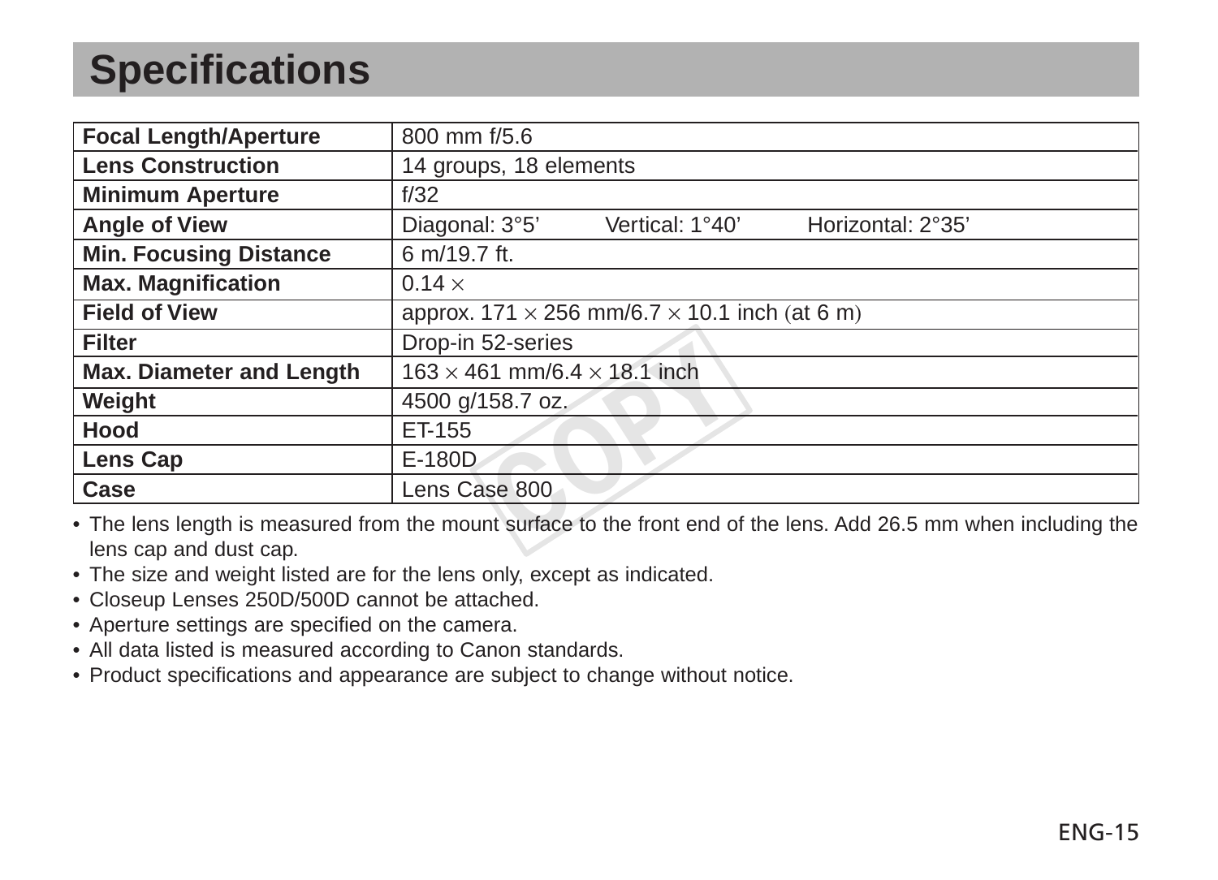# Specifications

| Focal Length/Aperture | 800 mm f/5.6 |
|---|---|
| Lens Construction | 14 groups, 18 elements |
| Minimum Aperture | f/32 |
| Angle of View | Diagonal: 3°5’ Vertical: 1°40’ Horizontal: 2°35’ |
| Min. Focusing Distance | 6 m/19.7 ft. |
| Max. Magnification | 0.14 × |
| Field of View | approx. 171 × 256 mm/6.7 × 10.1 inch (at 6 m) |
| Filter | Drop-in 52-series |
| Max. Diameter and Length | 163 × 461 mm/6.4 × 18.1 inch |
| Weight | 4500 g/158.7 oz. |
| Hood | ET-155 |
| Lens Cap | E-180D |
| Case | Lens Case 800 |

- The lens length is measured from the mount surface to the front end of the lens. Add 26.5 mm when including the lens cap and dust cap.
- The size and weight listed are for the lens only, except as indicated.
- Closeup Lenses 250D/500D cannot be attached.
- Aperture settings are specified on the camera.
- All data listed is measured according to Canon standards.
- Product specifications and appearance are subject to change without notice.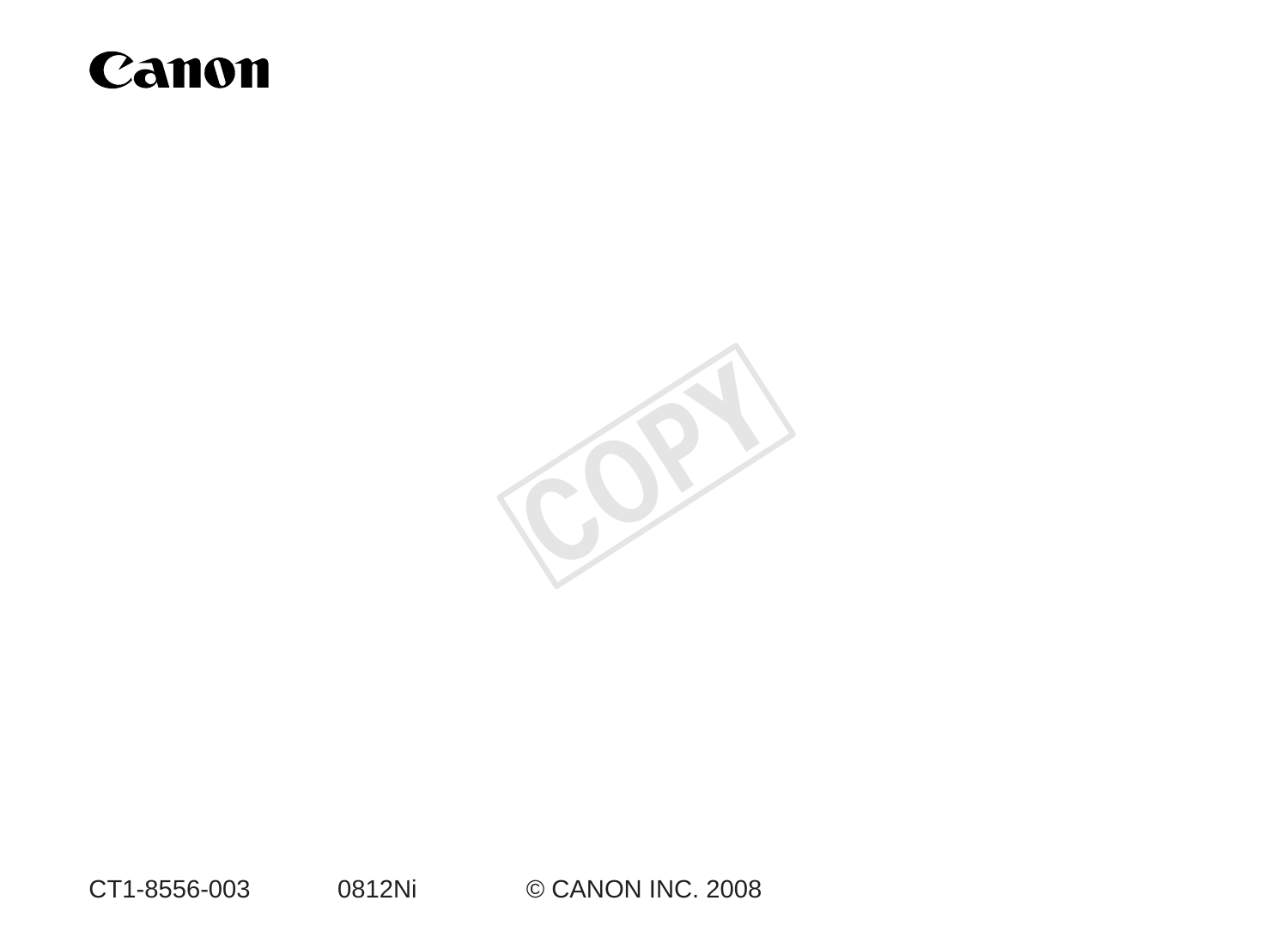Canon

COPY

CT1-8556-003 0812Ni © CANON INC. 2008